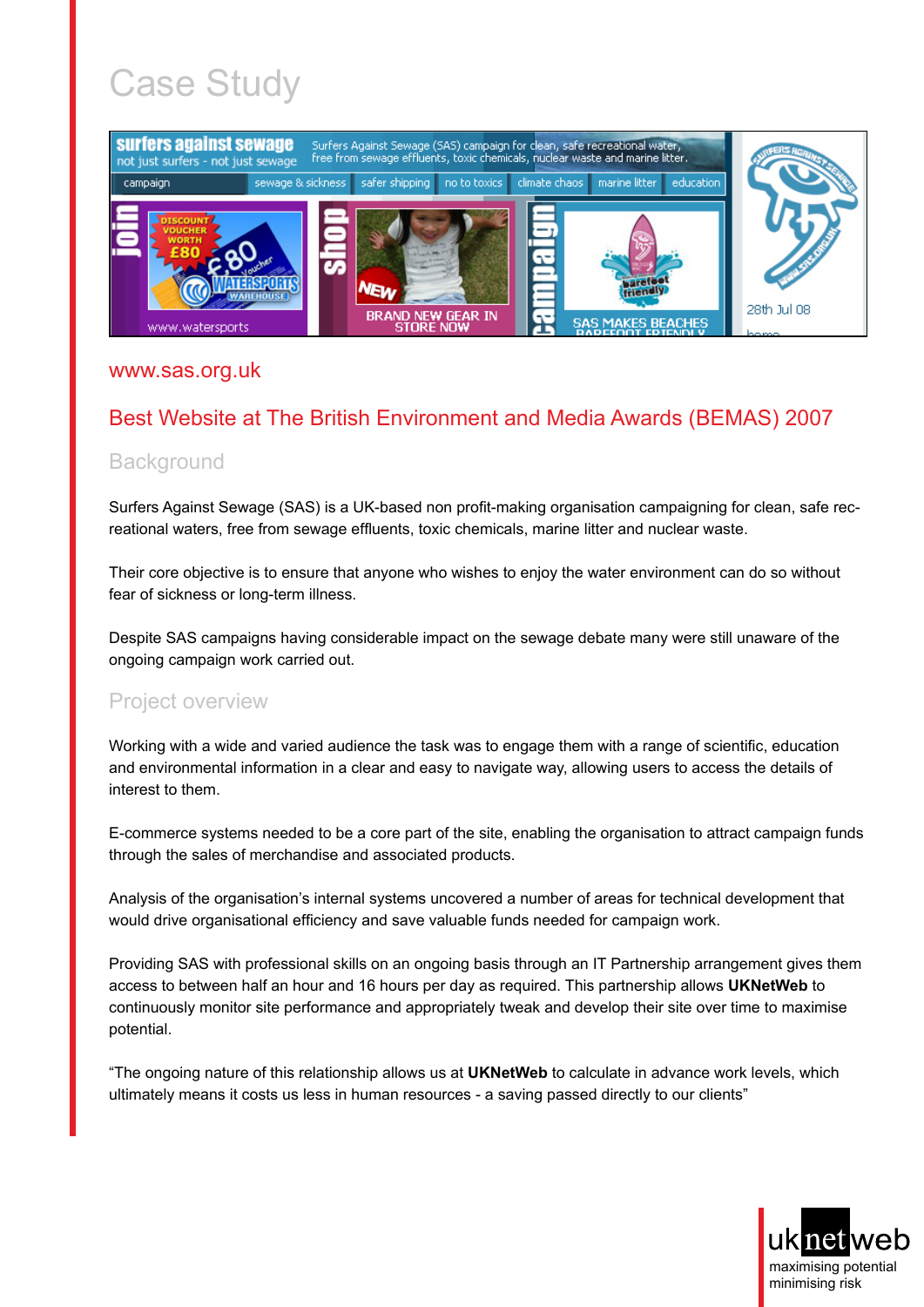# Case Study

www.sas.org.uk

## Best Website at The British Environment and Media Awards (BEMAS) 2007

### Background

Surfers Against Sewage (SAS) is a UK-based non profit-making organisation campaigning for clean, safe recreational waters, free from sewage effluents, toxic chemicals, marine litter and nuclear waste.

Their core objective is to ensure that anyone who wishes to enjoy the water environment can do so without fear of sickness or long-term illness.

Despite SAS campaigns having considerable impact on the sewage debate many were still unaware of the ongoing campaign work carried out.

### Project overview

Working with a wide and varied audience the task was to engage them with a range of scientific, education and environmental information in a clear and easy to navigate way, allowing users to access the details of interest to them.

E-commerce systems needed to be a core part of the site, enabling the organisation to attract campaign funds through the sales of merchandise and associated products.

Analysis of the organisation's internal systems uncovered a number of areas for technical development that would drive organisational efficiency and save valuable funds needed for campaign work.

Providing SAS with professional skills on an ongoing basis through an IT Partnership arrangement gives them access to between half an hour and 16 hours per day as required. This partnership allows **UKNetWeb** to continuously monitor site performance and appropriately tweak and develop their site over time to maximise potential.

"The ongoing nature of this relationship allows us at **UKNetWeb** to calculate in advance work levels, which ultimately means it costs us less in human resources - a saving passed directly to our clients"

uknetweb
maximising potential
minimising risk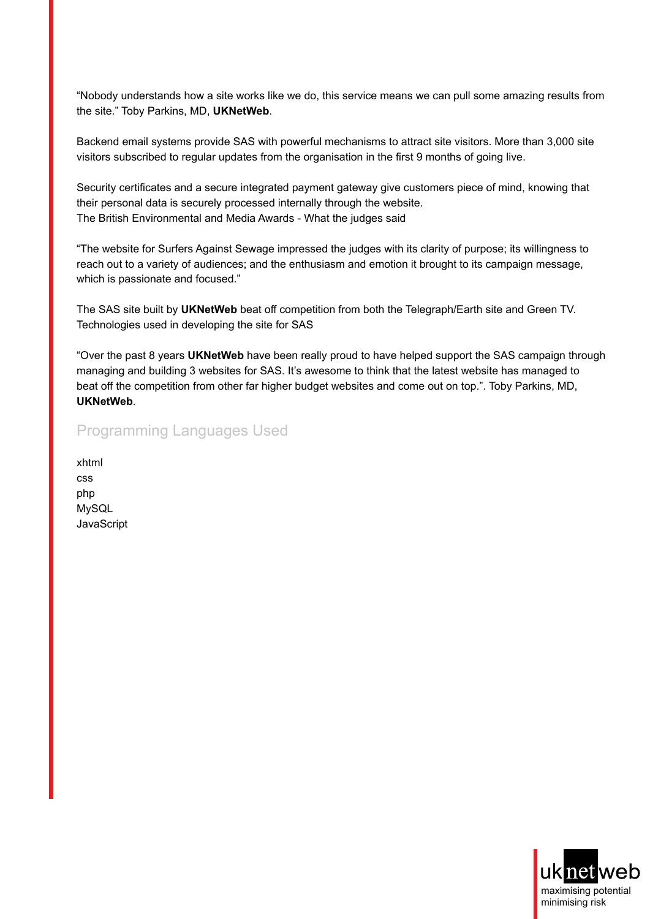“Nobody understands how a site works like we do, this service means we can pull some amazing results from the site.” Toby Parkins, MD, **UKNetWeb**.

Backend email systems provide SAS with powerful mechanisms to attract site visitors. More than 3,000 site visitors subscribed to regular updates from the organisation in the first 9 months of going live.

Security certificates and a secure integrated payment gateway give customers piece of mind, knowing that their personal data is securely processed internally through the website.
The British Environmental and Media Awards - What the judges said

“The website for Surfers Against Sewage impressed the judges with its clarity of purpose; its willingness to reach out to a variety of audiences; and the enthusiasm and emotion it brought to its campaign message, which is passionate and focused.”

The SAS site built by **UKNetWeb** beat off competition from both the Telegraph/Earth site and Green TV.
Technologies used in developing the site for SAS

“Over the past 8 years **UKNetWeb** have been really proud to have helped support the SAS campaign through managing and building 3 websites for SAS. It’s awesome to think that the latest website has managed to beat off the competition from other far higher budget websites and come out on top.”. Toby Parkins, MD, **UKNetWeb**.

## Programming Languages Used

xhtml
css
php
MySQL
JavaScript